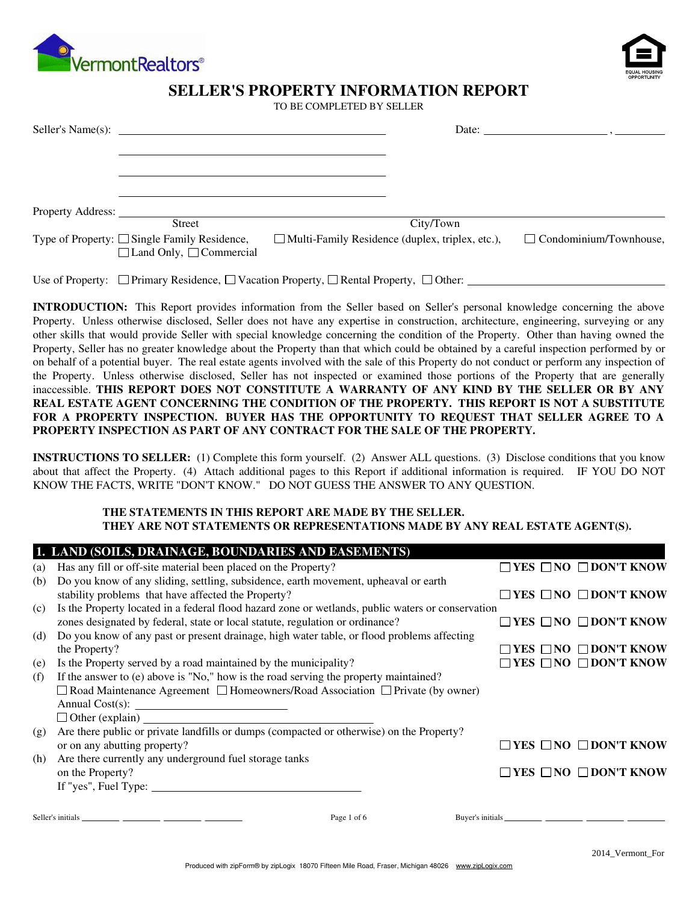# SELLER'S PROPERTY INFORMATION REPORT

TO BE COMPLETED BY SELLER

Seller's Name(s): ______________________________ Date: ____________________ , ________

______________________________

______________________________

______________________________

Property Address: ____________________________________________________________
Street City/Town

Type of Property: ☐ Single Family Residence, ☐ Multi-Family Residence (duplex, triplex, etc.), ☐ Condominium/Townhouse, ☐ Land Only, ☐ Commercial

Use of Property: ☐ Primary Residence, ☐ Vacation Property, ☐ Rental Property, ☐ Other: ______________________________

**INTRODUCTION:** This Report provides information from the Seller based on Seller's personal knowledge concerning the above Property. Unless otherwise disclosed, Seller does not have any expertise in construction, architecture, engineering, surveying or any other skills that would provide Seller with special knowledge concerning the condition of the Property. Other than having owned the Property, Seller has no greater knowledge about the Property than that which could be obtained by a careful inspection performed by or on behalf of a potential buyer. The real estate agents involved with the sale of this Property do not conduct or perform any inspection of the Property. Unless otherwise disclosed, Seller has not inspected or examined those portions of the Property that are generally inaccessible. **THIS REPORT DOES NOT CONSTITUTE A WARRANTY OF ANY KIND BY THE SELLER OR BY ANY REAL ESTATE AGENT CONCERNING THE CONDITION OF THE PROPERTY. THIS REPORT IS NOT A SUBSTITUTE FOR A PROPERTY INSPECTION. BUYER HAS THE OPPORTUNITY TO REQUEST THAT SELLER AGREE TO A PROPERTY INSPECTION AS PART OF ANY CONTRACT FOR THE SALE OF THE PROPERTY.**

**INSTRUCTIONS TO SELLER:** (1) Complete this form yourself. (2) Answer ALL questions. (3) Disclose conditions that you know about that affect the Property. (4) Attach additional pages to this Report if additional information is required. IF YOU DO NOT KNOW THE FACTS, WRITE "DON'T KNOW." DO NOT GUESS THE ANSWER TO ANY QUESTION.

**THE STATEMENTS IN THIS REPORT ARE MADE BY THE SELLER.**
**THEY ARE NOT STATEMENTS OR REPRESENTATIONS MADE BY ANY REAL ESTATE AGENT(S).**

## 1. LAND (SOILS, DRAINAGE, BOUNDARIES AND EASEMENTS)

(a) Has any fill or off-site material been placed on the Property? ☐ **YES** ☐ **NO** ☐ **DON'T KNOW**

(b) Do you know of any sliding, settling, subsidence, earth movement, upheaval or earth stability problems that have affected the Property? ☐ **YES** ☐ **NO** ☐ **DON'T KNOW**

(c) Is the Property located in a federal flood hazard zone or wetlands, public waters or conservation zones designated by federal, state or local statute, regulation or ordinance? ☐ **YES** ☐ **NO** ☐ **DON'T KNOW**

(d) Do you know of any past or present drainage, high water table, or flood problems affecting the Property? ☐ **YES** ☐ **NO** ☐ **DON'T KNOW**

(e) Is the Property served by a road maintained by the municipality? ☐ **YES** ☐ **NO** ☐ **DON'T KNOW**

(f) If the answer to (e) above is "No," how is the road serving the property maintained?
☐ Road Maintenance Agreement ☐ Homeowners/Road Association ☐ Private (by owner)
Annual Cost(s): ____________________
☐ Other (explain) ______________________________

(g) Are there public or private landfills or dumps (compacted or otherwise) on the Property? or on any abutting property? ☐ **YES** ☐ **NO** ☐ **DON'T KNOW**

(h) Are there currently any underground fuel storage tanks on the Property? ☐ **YES** ☐ **NO** ☐ **DON'T KNOW**
If "yes", Fuel Type: ______________________________

Seller's initials ________ ________ ________ ________ Buyer's initials ________ ________ ________ ________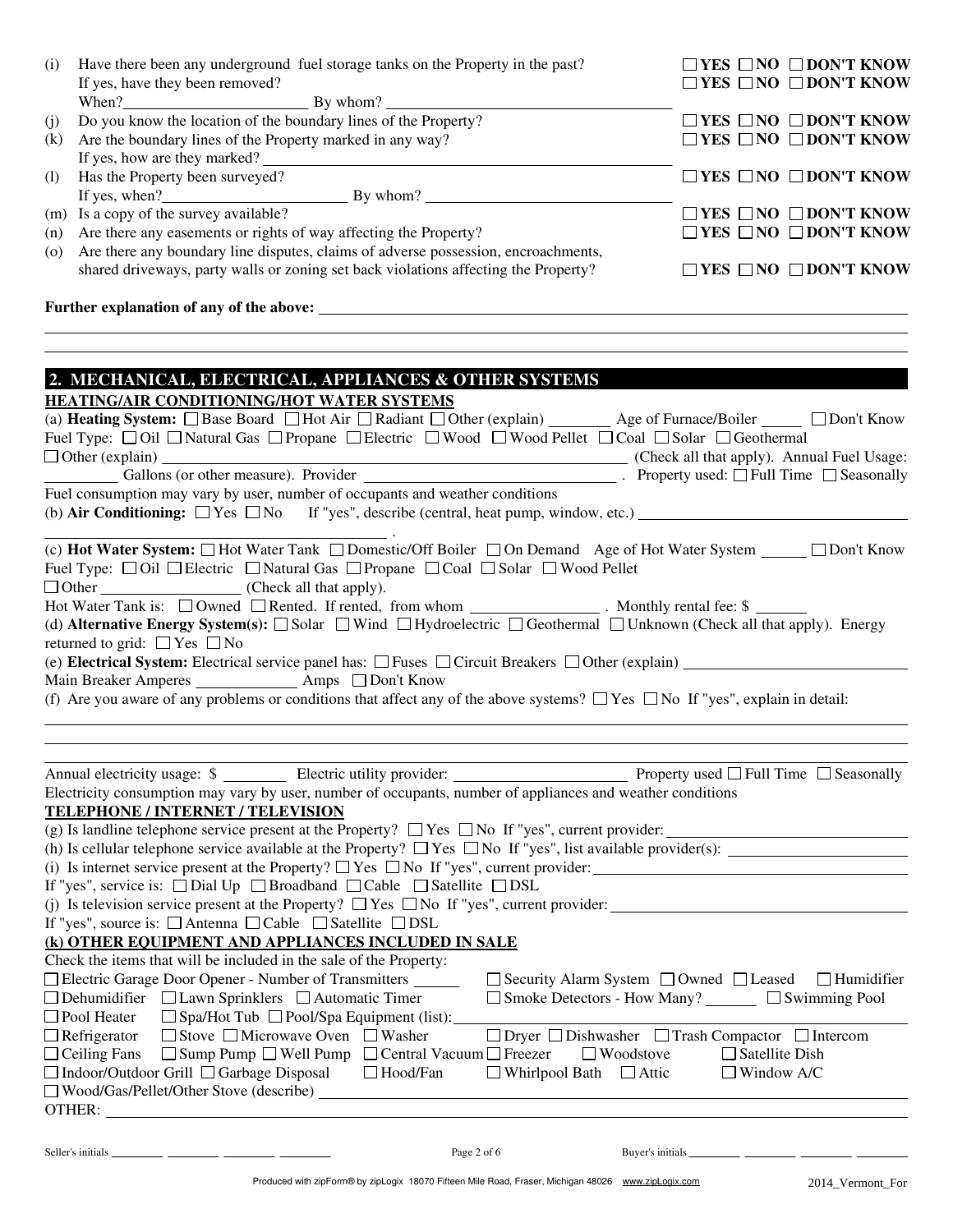(i) Have there been any underground fuel storage tanks on the Property in the past? ☐ YES ☐ NO ☐ DON'T KNOW
If yes, have they been removed? ☐ YES ☐ NO ☐ DON'T KNOW
When? ____________ By whom? ____________

(j) Do you know the location of the boundary lines of the Property? ☐ YES ☐ NO ☐ DON'T KNOW

(k) Are the boundary lines of the Property marked in any way? ☐ YES ☐ NO ☐ DON'T KNOW
If yes, how are they marked? ____________

(l) Has the Property been surveyed? ☐ YES ☐ NO ☐ DON'T KNOW
If yes, when? ____________ By whom? ____________

(m) Is a copy of the survey available? ☐ YES ☐ NO ☐ DON'T KNOW

(n) Are there any easements or rights of way affecting the Property? ☐ YES ☐ NO ☐ DON'T KNOW

(o) Are there any boundary line disputes, claims of adverse possession, encroachments, shared driveways, party walls or zoning set back violations affecting the Property? ☐ YES ☐ NO ☐ DON'T KNOW

**Further explanation of any of the above:** ____________

## 2. MECHANICAL, ELECTRICAL, APPLIANCES & OTHER SYSTEMS

**HEATING/AIR CONDITIONING/HOT WATER SYSTEMS**

(a) **Heating System:** ☐ Base Board ☐ Hot Air ☐ Radiant ☐ Other (explain) ________ Age of Furnace/Boiler _____ ☐ Don't Know
Fuel Type: ☐ Oil ☐ Natural Gas ☐ Propane ☐ Electric ☐ Wood ☐ Wood Pellet ☐ Coal ☐ Solar ☐ Geothermal
☐ Other (explain) ____________ (Check all that apply). Annual Fuel Usage: ________ Gallons (or other measure). Provider ____________ . Property used: ☐ Full Time ☐ Seasonally
Fuel consumption may vary by user, number of occupants and weather conditions

(b) **Air Conditioning:** ☐ Yes ☐ No If "yes", describe (central, heat pump, window, etc.) ____________ .

(c) **Hot Water System:** ☐ Hot Water Tank ☐ Domestic/Off Boiler ☐ On Demand Age of Hot Water System ______ ☐ Don't Know
Fuel Type: ☐ Oil ☐ Electric ☐ Natural Gas ☐ Propane ☐ Coal ☐ Solar ☐ Wood Pellet
☐ Other ____________ (Check all that apply).
Hot Water Tank is: ☐ Owned ☐ Rented. If rented, from whom ____________ . Monthly rental fee: $ ______

(d) **Alternative Energy System(s):** ☐ Solar ☐ Wind ☐ Hydroelectric ☐ Geothermal ☐ Unknown (Check all that apply). Energy returned to grid: ☐ Yes ☐ No

(e) **Electrical System:** Electrical service panel has: ☐ Fuses ☐ Circuit Breakers ☐ Other (explain) ____________
Main Breaker Amperes ____________ Amps ☐ Don't Know

(f) Are you aware of any problems or conditions that affect any of the above systems? ☐ Yes ☐ No If "yes", explain in detail: ____________

Annual electricity usage: $ ________ Electric utility provider: ____________ Property used ☐ Full Time ☐ Seasonally
Electricity consumption may vary by user, number of occupants, number of appliances and weather conditions

**TELEPHONE / INTERNET / TELEVISION**

(g) Is landline telephone service present at the Property? ☐ Yes ☐ No If "yes", current provider: ____________

(h) Is cellular telephone service available at the Property? ☐ Yes ☐ No If "yes", list available provider(s): ____________

(i) Is internet service present at the Property? ☐ Yes ☐ No If "yes", current provider: ____________
If "yes", service is: ☐ Dial Up ☐ Broadband ☐ Cable ☐ Satellite ☐ DSL

(j) Is television service present at the Property? ☐ Yes ☐ No If "yes", current provider: ____________
If "yes", source is: ☐ Antenna ☐ Cable ☐ Satellite ☐ DSL

**(k) OTHER EQUIPMENT AND APPLIANCES INCLUDED IN SALE**

Check the items that will be included in the sale of the Property:

☐ Electric Garage Door Opener - Number of Transmitters ______ ☐ Security Alarm System ☐ Owned ☐ Leased ☐ Humidifier
☐ Dehumidifier ☐ Lawn Sprinklers ☐ Automatic Timer ☐ Smoke Detectors - How Many? ______ ☐ Swimming Pool
☐ Pool Heater ☐ Spa/Hot Tub ☐ Pool/Spa Equipment (list): ____________
☐ Refrigerator ☐ Stove ☐ Microwave Oven ☐ Washer ☐ Dryer ☐ Dishwasher ☐ Trash Compactor ☐ Intercom
☐ Ceiling Fans ☐ Sump Pump ☐ Well Pump ☐ Central Vacuum ☐ Freezer ☐ Woodstove ☐ Satellite Dish
☐ Indoor/Outdoor Grill ☐ Garbage Disposal ☐ Hood/Fan ☐ Whirlpool Bath ☐ Attic ☐ Window A/C
☐ Wood/Gas/Pellet/Other Stove (describe) ____________
OTHER: ____________

Seller's initials ________ ________ ________ ________ Buyer's initials ________ ________ ________ ________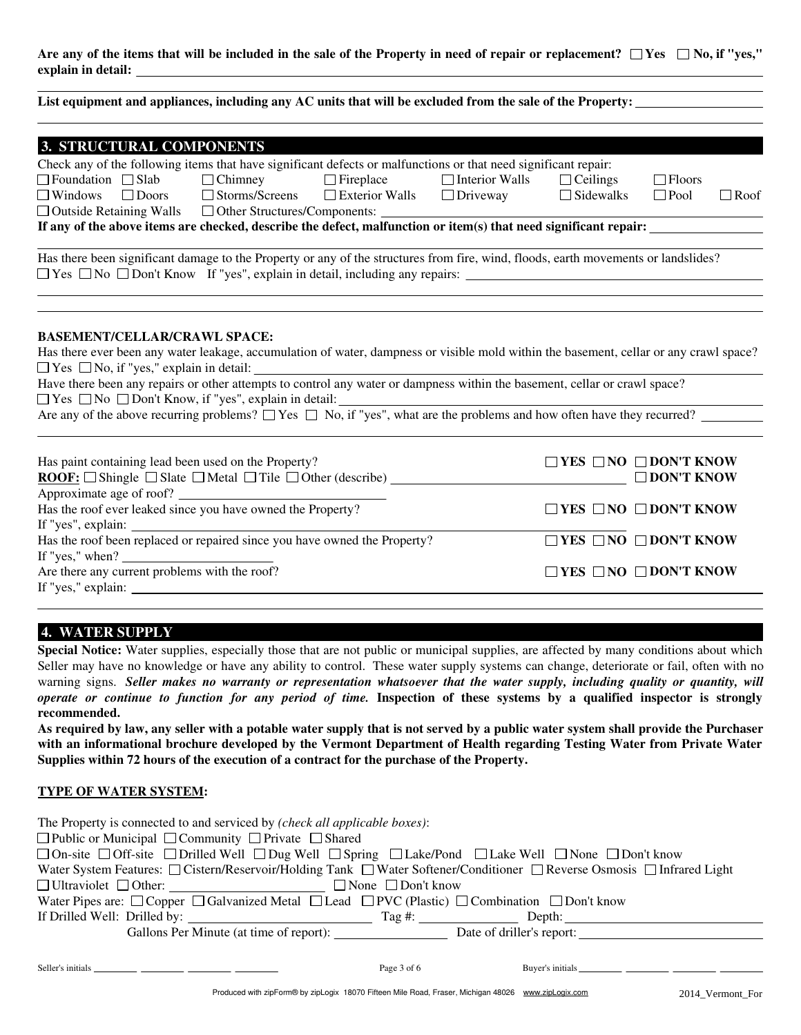**Are any of the items that will be included in the sale of the Property in need of repair or replacement? ☐ Yes ☐ No, if "yes," explain in detail:** \_\_\_\_\_\_\_\_\_\_\_\_\_\_\_\_\_\_\_\_

**List equipment and appliances, including any AC units that will be excluded from the sale of the Property:** \_\_\_\_\_\_\_\_\_\_\_\_\_\_\_\_\_\_\_\_

## 3. STRUCTURAL COMPONENTS

Check any of the following items that have significant defects or malfunctions or that need significant repair:

☐ Foundation ☐ Slab ☐ Chimney ☐ Fireplace ☐ Interior Walls ☐ Ceilings ☐ Floors
☐ Windows ☐ Doors ☐ Storms/Screens ☐ Exterior Walls ☐ Driveway ☐ Sidewalks ☐ Pool ☐ Roof
☐ Outside Retaining Walls ☐ Other Structures/Components: \_\_\_\_\_\_\_\_\_\_\_\_\_\_\_\_\_\_\_\_

**If any of the above items are checked, describe the defect, malfunction or item(s) that need significant repair:** \_\_\_\_\_\_\_\_\_\_\_\_\_\_\_\_\_\_\_\_

Has there been significant damage to the Property or any of the structures from fire, wind, floods, earth movements or landslides? ☐ Yes ☐ No ☐ Don't Know If "yes", explain in detail, including any repairs: \_\_\_\_\_\_\_\_\_\_\_\_\_\_\_\_\_\_\_\_

**BASEMENT/CELLAR/CRAWL SPACE:**

Has there ever been any water leakage, accumulation of water, dampness or visible mold within the basement, cellar or any crawl space? ☐ Yes ☐ No, if "yes," explain in detail: \_\_\_\_\_\_\_\_\_\_\_\_\_\_\_\_\_\_\_\_

Have there been any repairs or other attempts to control any water or dampness within the basement, cellar or crawl space? ☐ Yes ☐ No ☐ Don't Know, if "yes", explain in detail: \_\_\_\_\_\_\_\_\_\_\_\_\_\_\_\_\_\_\_\_

Are any of the above recurring problems? ☐ Yes ☐ No, if "yes", what are the problems and how often have they recurred? \_\_\_\_\_\_\_\_\_\_\_\_\_\_\_\_\_\_\_\_

Has paint containing lead been used on the Property? **☐ YES ☐ NO ☐ DON'T KNOW**

**ROOF:** ☐ Shingle ☐ Slate ☐ Metal ☐ Tile ☐ Other (describe) \_\_\_\_\_\_\_\_\_\_\_\_\_\_\_\_\_\_\_\_ **☐ DON'T KNOW**

Approximate age of roof? \_\_\_\_\_\_\_\_\_\_\_\_\_\_\_\_\_\_\_\_

Has the roof ever leaked since you have owned the Property? **☐ YES ☐ NO ☐ DON'T KNOW**

If "yes", explain: \_\_\_\_\_\_\_\_\_\_\_\_\_\_\_\_\_\_\_\_

Has the roof been replaced or repaired since you have owned the Property? **☐ YES ☐ NO ☐ DON'T KNOW**

If "yes," when? \_\_\_\_\_\_\_\_\_\_\_\_\_\_\_\_\_\_\_\_

Are there any current problems with the roof? **☐ YES ☐ NO ☐ DON'T KNOW**

If "yes," explain: \_\_\_\_\_\_\_\_\_\_\_\_\_\_\_\_\_\_\_\_

## 4. WATER SUPPLY

**Special Notice:** Water supplies, especially those that are not public or municipal supplies, are affected by many conditions about which Seller may have no knowledge or have any ability to control. These water supply systems can change, deteriorate or fail, often with no warning signs. ***Seller makes no warranty or representation whatsoever that the water supply, including quality or quantity, will operate or continue to function for any period of time.*** **Inspection of these systems by a qualified inspector is strongly recommended.**

**As required by law, any seller with a potable water supply that is not served by a public water system shall provide the Purchaser with an informational brochure developed by the Vermont Department of Health regarding Testing Water from Private Water Supplies within 72 hours of the execution of a contract for the purchase of the Property.**

**TYPE OF WATER SYSTEM:**

The Property is connected to and serviced by *(check all applicable boxes)*:

☐ Public or Municipal ☐ Community ☐ Private ☐ Shared

☐ On-site ☐ Off-site ☐ Drilled Well ☐ Dug Well ☐ Spring ☐ Lake/Pond ☐ Lake Well ☐ None ☐ Don't know

Water System Features: ☐ Cistern/Reservoir/Holding Tank ☐ Water Softener/Conditioner ☐ Reverse Osmosis ☐ Infrared Light ☐ Ultraviolet ☐ Other: \_\_\_\_\_\_\_\_\_\_\_\_\_\_\_\_\_\_\_\_ ☐ None ☐ Don't know

Water Pipes are: ☐ Copper ☐ Galvanized Metal ☐ Lead ☐ PVC (Plastic) ☐ Combination ☐ Don't know

If Drilled Well: Drilled by: \_\_\_\_\_\_\_\_\_\_\_\_\_\_\_\_\_\_\_\_ Tag #: \_\_\_\_\_\_\_\_\_\_ Depth: \_\_\_\_\_\_\_\_\_\_\_\_\_\_\_\_\_\_\_\_

Gallons Per Minute (at time of report): \_\_\_\_\_\_\_\_\_\_\_\_\_\_\_ Date of driller's report: \_\_\_\_\_\_\_\_\_\_\_\_\_\_\_\_\_\_\_\_

Seller's initials \_\_\_\_\_\_\_\_ \_\_\_\_\_\_\_\_ \_\_\_\_\_\_\_\_ \_\_\_\_\_\_\_\_ Buyer's initials \_\_\_\_\_\_\_\_ \_\_\_\_\_\_\_\_ \_\_\_\_\_\_\_\_ \_\_\_\_\_\_\_\_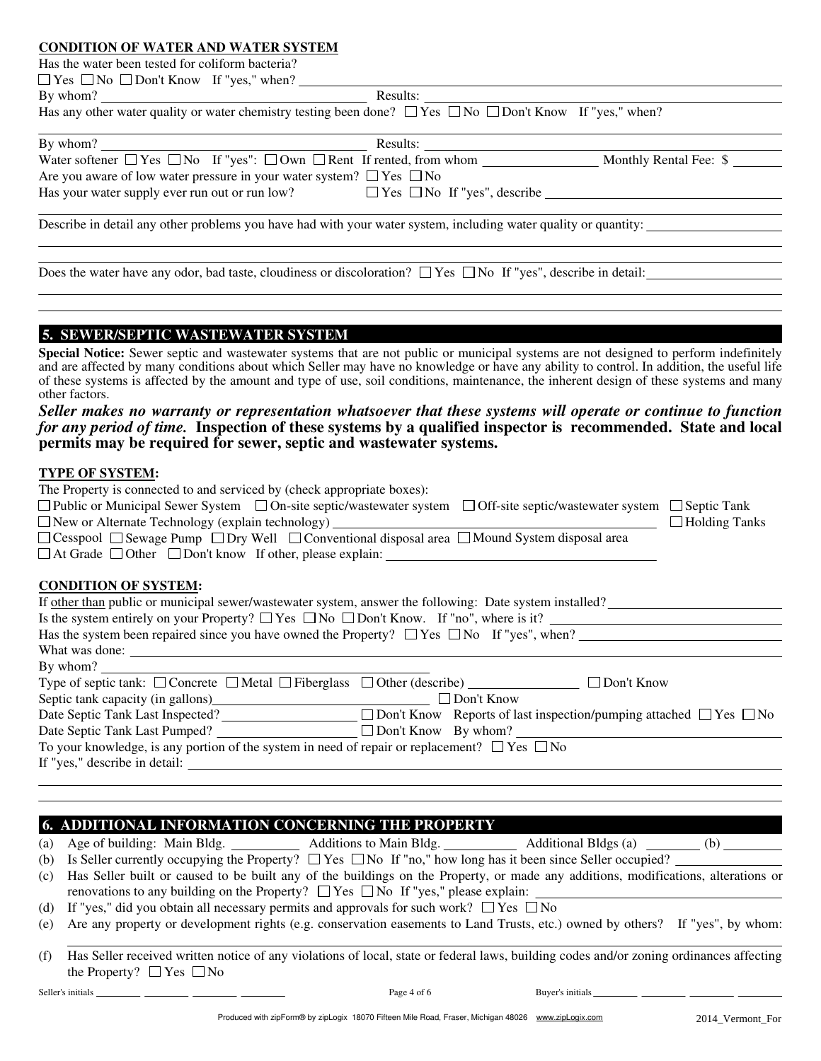**CONDITION OF WATER AND WATER SYSTEM**

Has the water been tested for coliform bacteria?

☐ Yes ☐ No ☐ Don't Know If "yes," when? ____________________

By whom? ____________________ Results: ____________________

Has any other water quality or water chemistry testing been done? ☐ Yes ☐ No ☐ Don't Know If "yes," when?

____________________

By whom? ____________________ Results: ____________________

Water softener ☐ Yes ☐ No If "yes": ☐ Own ☐ Rent If rented, from whom ____________ Monthly Rental Fee: $ ______

Are you aware of low water pressure in your water system? ☐ Yes ☐ No

Has your water supply ever run out or run low? ☐ Yes ☐ No If "yes", describe ____________________

____________________

Describe in detail any other problems you have had with your water system, including water quality or quantity: ____________________

____________________

Does the water have any odor, bad taste, cloudiness or discoloration? ☐ Yes ☐ No If "yes", describe in detail: ____________________

____________________

## 5. SEWER/SEPTIC WASTEWATER SYSTEM

**Special Notice:** Sewer septic and wastewater systems that are not public or municipal systems are not designed to perform indefinitely and are affected by many conditions about which Seller may have no knowledge or have any ability to control. In addition, the useful life of these systems is affected by the amount and type of use, soil conditions, maintenance, the inherent design of these systems and many other factors.

***Seller makes no warranty or representation whatsoever that these systems will operate or continue to function for any period of time.* Inspection of these systems by a qualified inspector is recommended. State and local permits may be required for sewer, septic and wastewater systems.**

**TYPE OF SYSTEM:**

The Property is connected to and serviced by (check appropriate boxes):

☐ Public or Municipal Sewer System ☐ On-site septic/wastewater system ☐ Off-site septic/wastewater system ☐ Septic Tank

☐ New or Alternate Technology (explain technology) ____________________ ☐ Holding Tanks

☐ Cesspool ☐ Sewage Pump ☐ Dry Well ☐ Conventional disposal area ☐ Mound System disposal area

☐ At Grade ☐ Other ☐ Don't know If other, please explain: ____________________

**CONDITION OF SYSTEM:**

If other than public or municipal sewer/wastewater system, answer the following: Date system installed? ____________

Is the system entirely on your Property? ☐ Yes ☐ No ☐ Don't Know. If "no", where is it? ____________

Has the system been repaired since you have owned the Property? ☐ Yes ☐ No If "yes", when? ____________

What was done: ____________________

By whom? ____________________

Type of septic tank: ☐ Concrete ☐ Metal ☐ Fiberglass ☐ Other (describe) ____________ ☐ Don't Know

Septic tank capacity (in gallons) ____________ ☐ Don't Know

Date Septic Tank Last Inspected? ____________ ☐ Don't Know Reports of last inspection/pumping attached ☐ Yes ☐ No

Date Septic Tank Last Pumped? ____________ ☐ Don't Know By whom? ____________

To your knowledge, is any portion of the system in need of repair or replacement? ☐ Yes ☐ No

If "yes," describe in detail: ____________________

____________________

## 6. ADDITIONAL INFORMATION CONCERNING THE PROPERTY

(a) Age of building: Main Bldg. ________ Additions to Main Bldg. ________ Additional Bldgs (a) ________ (b) ________

(b) Is Seller currently occupying the Property? ☐ Yes ☐ No If "no," how long has it been since Seller occupied? ________

(c) Has Seller built or caused to be built any of the buildings on the Property, or made any additions, modifications, alterations or renovations to any building on the Property? ☐ Yes ☐ No If "yes," please explain: ____________

(d) If "yes," did you obtain all necessary permits and approvals for such work? ☐ Yes ☐ No

(e) Are any property or development rights (e.g. conservation easements to Land Trusts, etc.) owned by others? If "yes", by whom:

____________________

(f) Has Seller received written notice of any violations of local, state or federal laws, building codes and/or zoning ordinances affecting the Property? ☐ Yes ☐ No

Seller's initials ______ ______ ______ ______ Buyer's initials ______ ______ ______ ______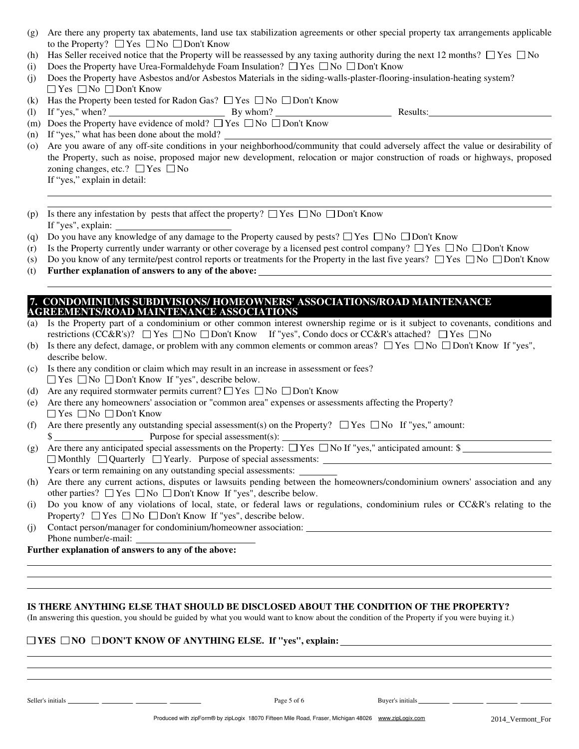(g) Are there any property tax abatements, land use tax stabilization agreements or other special property tax arrangements applicable to the Property? ☐ Yes ☐ No ☐ Don't Know

(h) Has Seller received notice that the Property will be reassessed by any taxing authority during the next 12 months? ☐ Yes ☐ No

(i) Does the Property have Urea-Formaldehyde Foam Insulation? ☐ Yes ☐ No ☐ Don't Know

(j) Does the Property have Asbestos and/or Asbestos Materials in the siding-walls-plaster-flooring-insulation-heating system? ☐ Yes ☐ No ☐ Don't Know

(k) Has the Property been tested for Radon Gas? ☐ Yes ☐ No ☐ Don't Know

(l) If "yes," when? ____________ By whom? ____________ Results: ____________

(m) Does the Property have evidence of mold? ☐ Yes ☐ No ☐ Don't Know

(n) If "yes," what has been done about the mold? ____________

(o) Are you aware of any off-site conditions in your neighborhood/community that could adversely affect the value or desirability of the Property, such as noise, proposed major new development, relocation or major construction of roads or highways, proposed zoning changes, etc.? ☐ Yes ☐ No
If "yes," explain in detail:

____________

(p) Is there any infestation by pests that affect the property? ☐ Yes ☐ No ☐ Don't Know
If "yes", explain: ____________

(q) Do you have any knowledge of any damage to the Property caused by pests? ☐ Yes ☐ No ☐ Don't Know

(r) Is the Property currently under warranty or other coverage by a licensed pest control company? ☐ Yes ☐ No ☐ Don't Know

(s) Do you know of any termite/pest control reports or treatments for the Property in the last five years? ☐ Yes ☐ No ☐ Don't Know

(t) **Further explanation of answers to any of the above:** ____________

## 7. CONDOMINIUMS SUBDIVISIONS/ HOMEOWNERS' ASSOCIATIONS/ROAD MAINTENANCE AGREEMENTS/ROAD MAINTENANCE ASSOCIATIONS

(a) Is the Property part of a condominium or other common interest ownership regime or is it subject to covenants, conditions and restrictions (CC&R's)? ☐ Yes ☐ No ☐ Don't Know If "yes", Condo docs or CC&R's attached? ☐ Yes ☐ No

(b) Is there any defect, damage, or problem with any common elements or common areas? ☐ Yes ☐ No ☐ Don't Know If "yes", describe below.

(c) Is there any condition or claim which may result in an increase in assessment or fees? ☐ Yes ☐ No ☐ Don't Know If "yes", describe below.

(d) Are any required stormwater permits current? ☐ Yes ☐ No ☐ Don't Know

(e) Are there any homeowners' association or "common area" expenses or assessments affecting the Property? ☐ Yes ☐ No ☐ Don't Know

(f) Are there presently any outstanding special assessment(s) on the Property? ☐ Yes ☐ No If "yes," amount: $ ____________ Purpose for special assessment(s): ____________

(g) Are there any anticipated special assessments on the Property: ☐ Yes ☐ No If "yes," anticipated amount: $ ____________
☐ Monthly ☐ Quarterly ☐ Yearly. Purpose of special assessments: ____________
Years or term remaining on any outstanding special assessments: ________

(h) Are there any current actions, disputes or lawsuits pending between the homeowners/condominium owners' association and any other parties? ☐ Yes ☐ No ☐ Don't Know If "yes", describe below.

(i) Do you know of any violations of local, state, or federal laws or regulations, condominium rules or CC&R's relating to the Property? ☐ Yes ☐ No ☐ Don't Know If "yes", describe below.

(j) Contact person/manager for condominium/homeowner association: ____________
Phone number/e-mail: ____________

**Further explanation of answers to any of the above:**

____________

**IS THERE ANYTHING ELSE THAT SHOULD BE DISCLOSED ABOUT THE CONDITION OF THE PROPERTY?**

(In answering this question, you should be guided by what you would want to know about the condition of the Property if you were buying it.)

**☐ YES ☐ NO ☐ DON'T KNOW OF ANYTHING ELSE. If "yes", explain:** ____________

____________

Seller's initials ________ ________ ________ ________ Buyer's initials ________ ________ ________ ________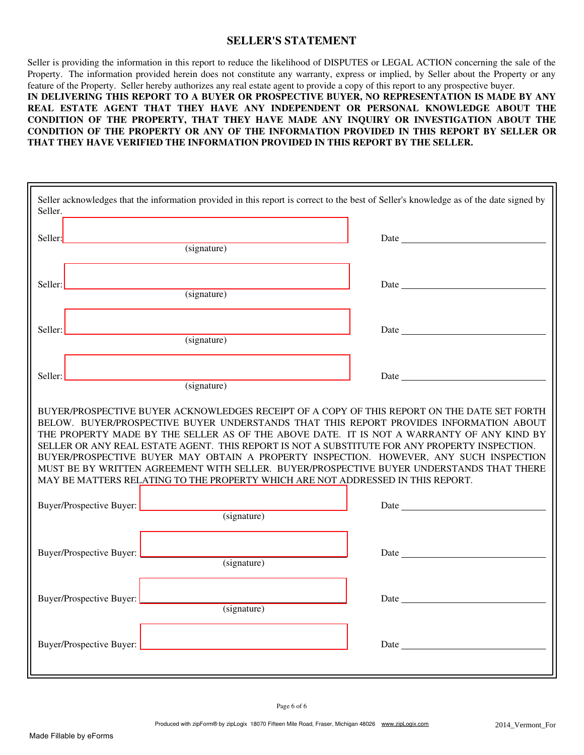## SELLER'S STATEMENT

Seller is providing the information in this report to reduce the likelihood of DISPUTES or LEGAL ACTION concerning the sale of the Property. The information provided herein does not constitute any warranty, express or implied, by Seller about the Property or any feature of the Property. Seller hereby authorizes any real estate agent to provide a copy of this report to any prospective buyer.

**IN DELIVERING THIS REPORT TO A BUYER OR PROSPECTIVE BUYER, NO REPRESENTATION IS MADE BY ANY REAL ESTATE AGENT THAT THEY HAVE ANY INDEPENDENT OR PERSONAL KNOWLEDGE ABOUT THE CONDITION OF THE PROPERTY, THAT THEY HAVE MADE ANY INQUIRY OR INVESTIGATION ABOUT THE CONDITION OF THE PROPERTY OR ANY OF THE INFORMATION PROVIDED IN THIS REPORT BY SELLER OR THAT THEY HAVE VERIFIED THE INFORMATION PROVIDED IN THIS REPORT BY THE SELLER.**

Seller acknowledges that the information provided in this report is correct to the best of Seller's knowledge as of the date signed by Seller.

Seller: ______________________________ Date ______________________
(signature)

Seller: ______________________________ Date ______________________
(signature)

Seller: ______________________________ Date ______________________
(signature)

Seller: ______________________________ Date ______________________
(signature)

BUYER/PROSPECTIVE BUYER ACKNOWLEDGES RECEIPT OF A COPY OF THIS REPORT ON THE DATE SET FORTH BELOW. BUYER/PROSPECTIVE BUYER UNDERSTANDS THAT THIS REPORT PROVIDES INFORMATION ABOUT THE PROPERTY MADE BY THE SELLER AS OF THE ABOVE DATE. IT IS NOT A WARRANTY OF ANY KIND BY SELLER OR ANY REAL ESTATE AGENT. THIS REPORT IS NOT A SUBSTITUTE FOR ANY PROPERTY INSPECTION. BUYER/PROSPECTIVE BUYER MAY OBTAIN A PROPERTY INSPECTION. HOWEVER, ANY SUCH INSPECTION MUST BE BY WRITTEN AGREEMENT WITH SELLER. BUYER/PROSPECTIVE BUYER UNDERSTANDS THAT THERE MAY BE MATTERS RELATING TO THE PROPERTY WHICH ARE NOT ADDRESSED IN THIS REPORT.

Buyer/Prospective Buyer: ______________________________ Date ______________________
(signature)

Buyer/Prospective Buyer: ______________________________ Date ______________________
(signature)

Buyer/Prospective Buyer: ______________________________ Date ______________________
(signature)

Buyer/Prospective Buyer: ______________________________ Date ______________________

Produced with zipForm® by zipLogix 18070 Fifteen Mile Road, Fraser, Michigan 48026 www.zipLogix.com

2014_Vermont_For

Made Fillable by eForms